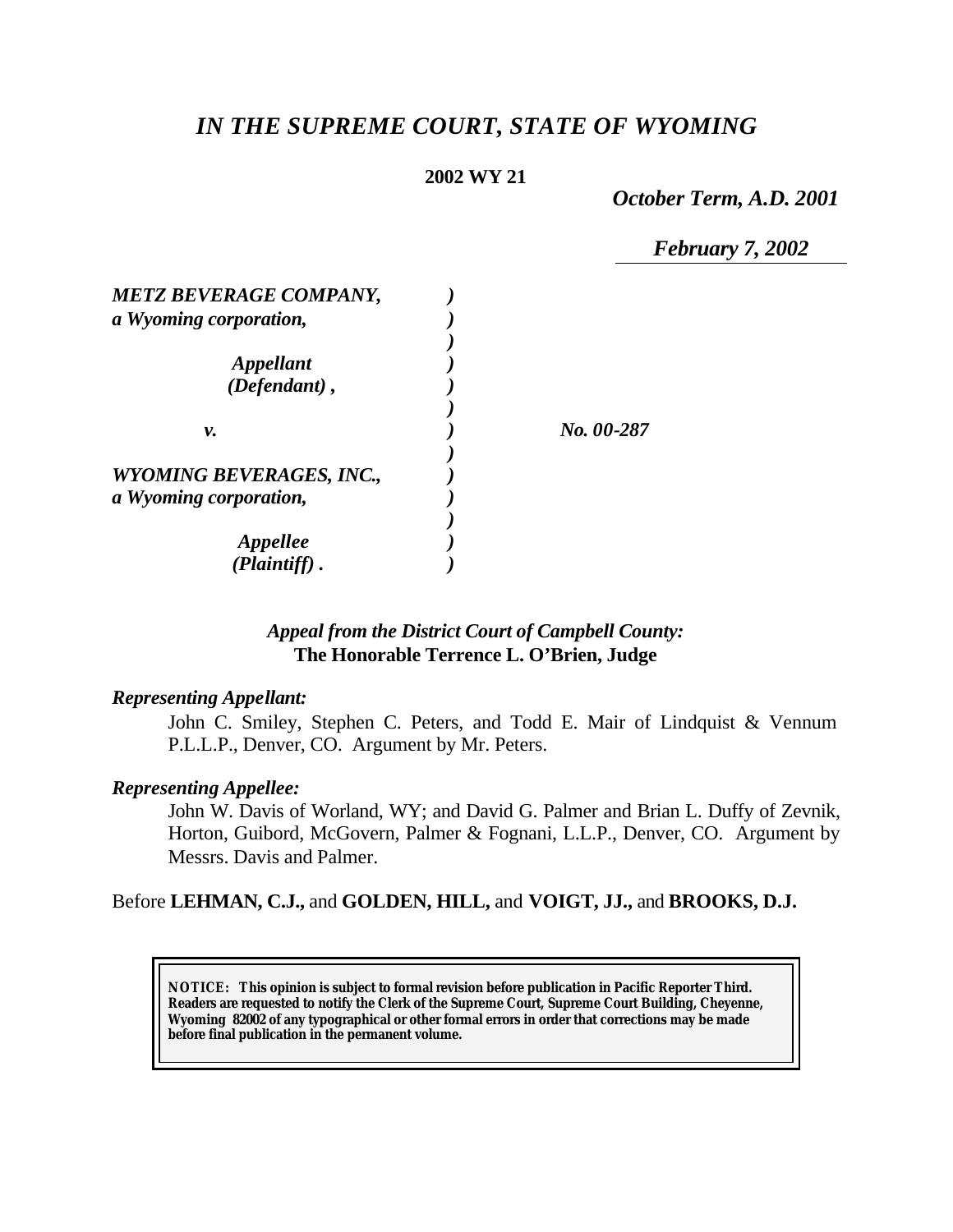# *IN THE SUPREME COURT, STATE OF WYOMING*

**2002 WY 21**

*October Term, A.D. 2001*

*February 7, 2002*

| | | |
|---|---|---|
| ***METZ BEVERAGE COMPANY,*** ***a Wyoming corporation,*** | ) | |
| ***Appellant*** ***(Defendant) ,*** | ) | |
| ***v.*** | ) | ***No. 00-287*** |
| ***WYOMING BEVERAGES, INC.,*** ***a Wyoming corporation,*** | ) | |
| ***Appellee*** ***(Plaintiff) .*** | ) | |

*Appeal from the District Court of Campbell County:*
**The Honorable Terrence L. O'Brien, Judge**

***Representing Appellant:***

John C. Smiley, Stephen C. Peters, and Todd E. Mair of Lindquist & Vennum P.L.L.P., Denver, CO. Argument by Mr. Peters.

***Representing Appellee:***

John W. Davis of Worland, WY; and David G. Palmer and Brian L. Duffy of Zevnik, Horton, Guibord, McGovern, Palmer & Fognani, L.L.P., Denver, CO. Argument by Messrs. Davis and Palmer.

Before **LEHMAN, C.J.,** and **GOLDEN, HILL,** and **VOIGT, JJ.,** and **BROOKS, D.J.**

**NOTICE: This opinion is subject to formal revision before publication in Pacific Reporter Third. Readers are requested to notify the Clerk of the Supreme Court, Supreme Court Building, Cheyenne, Wyoming 82002 of any typographical or other formal errors in order that corrections may be made before final publication in the permanent volume.**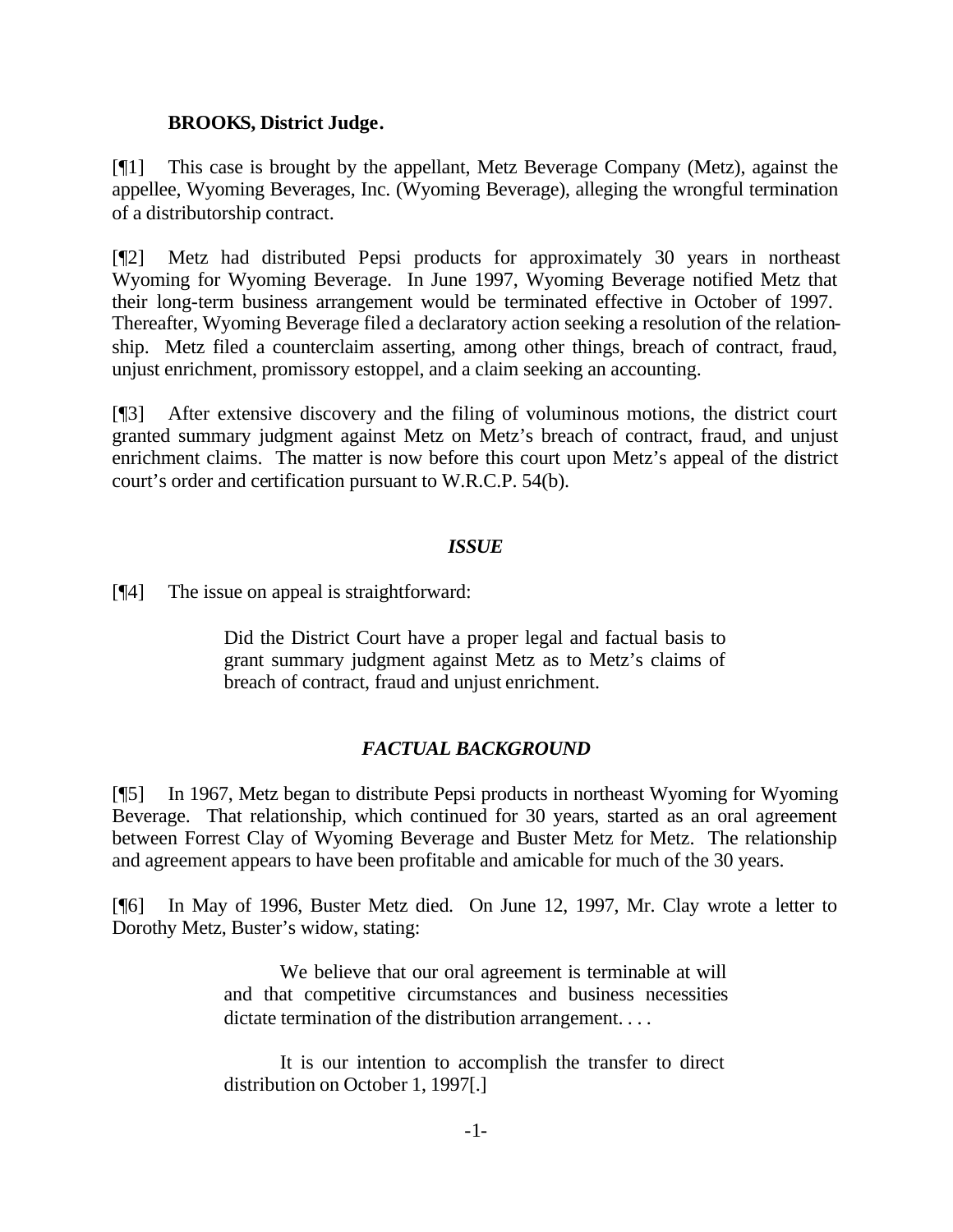**BROOKS, District Judge.**

[¶1] This case is brought by the appellant, Metz Beverage Company (Metz), against the appellee, Wyoming Beverages, Inc. (Wyoming Beverage), alleging the wrongful termination of a distributorship contract.

[¶2] Metz had distributed Pepsi products for approximately 30 years in northeast Wyoming for Wyoming Beverage. In June 1997, Wyoming Beverage notified Metz that their long-term business arrangement would be terminated effective in October of 1997. Thereafter, Wyoming Beverage filed a declaratory action seeking a resolution of the relationship. Metz filed a counterclaim asserting, among other things, breach of contract, fraud, unjust enrichment, promissory estoppel, and a claim seeking an accounting.

[¶3] After extensive discovery and the filing of voluminous motions, the district court granted summary judgment against Metz on Metz's breach of contract, fraud, and unjust enrichment claims. The matter is now before this court upon Metz's appeal of the district court's order and certification pursuant to W.R.C.P. 54(b).

## *ISSUE*

[¶4] The issue on appeal is straightforward:

> Did the District Court have a proper legal and factual basis to grant summary judgment against Metz as to Metz's claims of breach of contract, fraud and unjust enrichment.

## *FACTUAL BACKGROUND*

[¶5] In 1967, Metz began to distribute Pepsi products in northeast Wyoming for Wyoming Beverage. That relationship, which continued for 30 years, started as an oral agreement between Forrest Clay of Wyoming Beverage and Buster Metz for Metz. The relationship and agreement appears to have been profitable and amicable for much of the 30 years.

[¶6] In May of 1996, Buster Metz died. On June 12, 1997, Mr. Clay wrote a letter to Dorothy Metz, Buster's widow, stating:

> We believe that our oral agreement is terminable at will and that competitive circumstances and business necessities dictate termination of the distribution arrangement. . . .
>
> It is our intention to accomplish the transfer to direct distribution on October 1, 1997[.]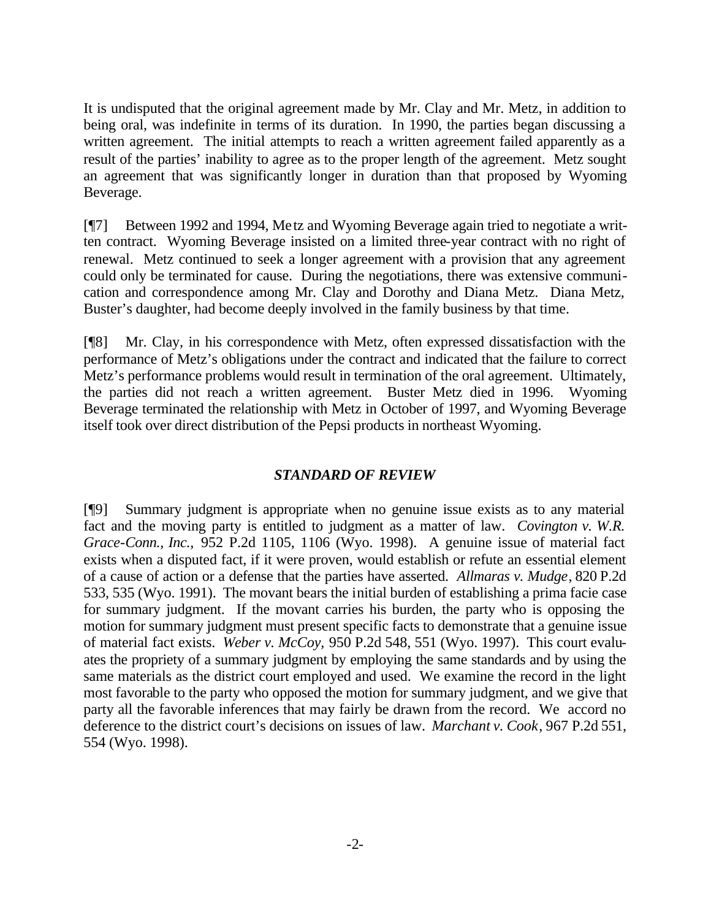It is undisputed that the original agreement made by Mr. Clay and Mr. Metz, in addition to being oral, was indefinite in terms of its duration. In 1990, the parties began discussing a written agreement. The initial attempts to reach a written agreement failed apparently as a result of the parties' inability to agree as to the proper length of the agreement. Metz sought an agreement that was significantly longer in duration than that proposed by Wyoming Beverage.

[¶7] Between 1992 and 1994, Metz and Wyoming Beverage again tried to negotiate a written contract. Wyoming Beverage insisted on a limited three-year contract with no right of renewal. Metz continued to seek a longer agreement with a provision that any agreement could only be terminated for cause. During the negotiations, there was extensive communication and correspondence among Mr. Clay and Dorothy and Diana Metz. Diana Metz, Buster's daughter, had become deeply involved in the family business by that time.

[¶8] Mr. Clay, in his correspondence with Metz, often expressed dissatisfaction with the performance of Metz's obligations under the contract and indicated that the failure to correct Metz's performance problems would result in termination of the oral agreement. Ultimately, the parties did not reach a written agreement. Buster Metz died in 1996. Wyoming Beverage terminated the relationship with Metz in October of 1997, and Wyoming Beverage itself took over direct distribution of the Pepsi products in northeast Wyoming.

## *STANDARD OF REVIEW*

[¶9] Summary judgment is appropriate when no genuine issue exists as to any material fact and the moving party is entitled to judgment as a matter of law. *Covington v. W.R. Grace-Conn., Inc.*, 952 P.2d 1105, 1106 (Wyo. 1998). A genuine issue of material fact exists when a disputed fact, if it were proven, would establish or refute an essential element of a cause of action or a defense that the parties have asserted. *Allmaras v. Mudge*, 820 P.2d 533, 535 (Wyo. 1991). The movant bears the initial burden of establishing a prima facie case for summary judgment. If the movant carries his burden, the party who is opposing the motion for summary judgment must present specific facts to demonstrate that a genuine issue of material fact exists. *Weber v. McCoy,* 950 P.2d 548, 551 (Wyo. 1997). This court evaluates the propriety of a summary judgment by employing the same standards and by using the same materials as the district court employed and used. We examine the record in the light most favorable to the party who opposed the motion for summary judgment, and we give that party all the favorable inferences that may fairly be drawn from the record. We accord no deference to the district court's decisions on issues of law. *Marchant v. Cook*, 967 P.2d 551, 554 (Wyo. 1998).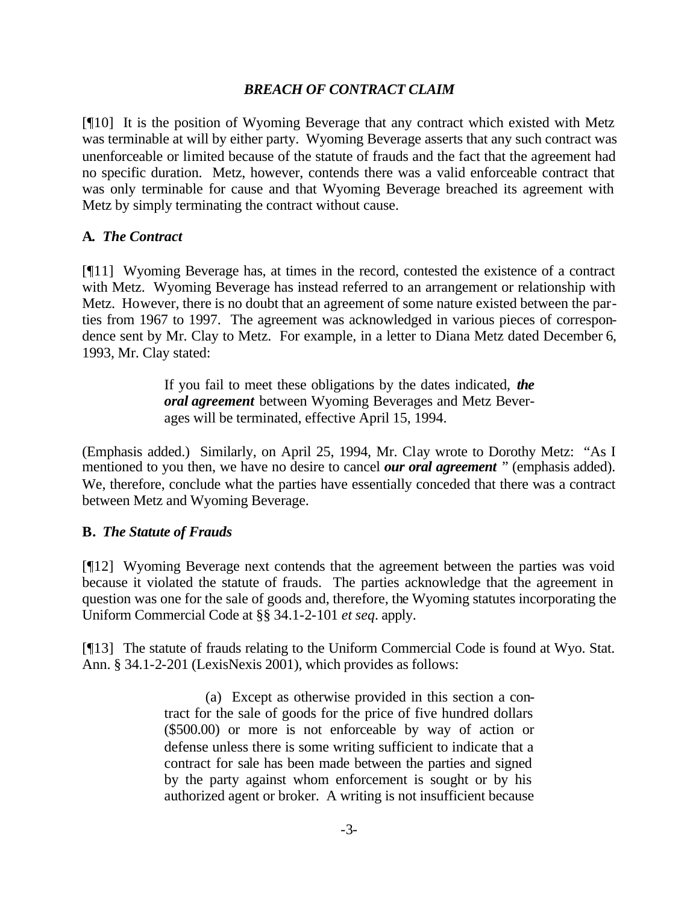## *BREACH OF CONTRACT CLAIM*

[¶10] It is the position of Wyoming Beverage that any contract which existed with Metz was terminable at will by either party. Wyoming Beverage asserts that any such contract was unenforceable or limited because of the statute of frauds and the fact that the agreement had no specific duration. Metz, however, contends there was a valid enforceable contract that was only terminable for cause and that Wyoming Beverage breached its agreement with Metz by simply terminating the contract without cause.

### **A.** *The Contract*

[¶11] Wyoming Beverage has, at times in the record, contested the existence of a contract with Metz. Wyoming Beverage has instead referred to an arrangement or relationship with Metz. However, there is no doubt that an agreement of some nature existed between the parties from 1967 to 1997. The agreement was acknowledged in various pieces of correspondence sent by Mr. Clay to Metz. For example, in a letter to Diana Metz dated December 6, 1993, Mr. Clay stated:

> If you fail to meet these obligations by the dates indicated, ***the oral agreement*** between Wyoming Beverages and Metz Beverages will be terminated, effective April 15, 1994.

(Emphasis added.) Similarly, on April 25, 1994, Mr. Clay wrote to Dorothy Metz: "As I mentioned to you then, we have no desire to cancel ***our oral agreement*** " (emphasis added). We, therefore, conclude what the parties have essentially conceded that there was a contract between Metz and Wyoming Beverage.

### **B.** *The Statute of Frauds*

[¶12] Wyoming Beverage next contends that the agreement between the parties was void because it violated the statute of frauds. The parties acknowledge that the agreement in question was one for the sale of goods and, therefore, the Wyoming statutes incorporating the Uniform Commercial Code at §§ 34.1-2-101 *et seq*. apply.

[¶13] The statute of frauds relating to the Uniform Commercial Code is found at Wyo. Stat. Ann. § 34.1-2-201 (LexisNexis 2001), which provides as follows:

> (a) Except as otherwise provided in this section a contract for the sale of goods for the price of five hundred dollars ($500.00) or more is not enforceable by way of action or defense unless there is some writing sufficient to indicate that a contract for sale has been made between the parties and signed by the party against whom enforcement is sought or by his authorized agent or broker. A writing is not insufficient because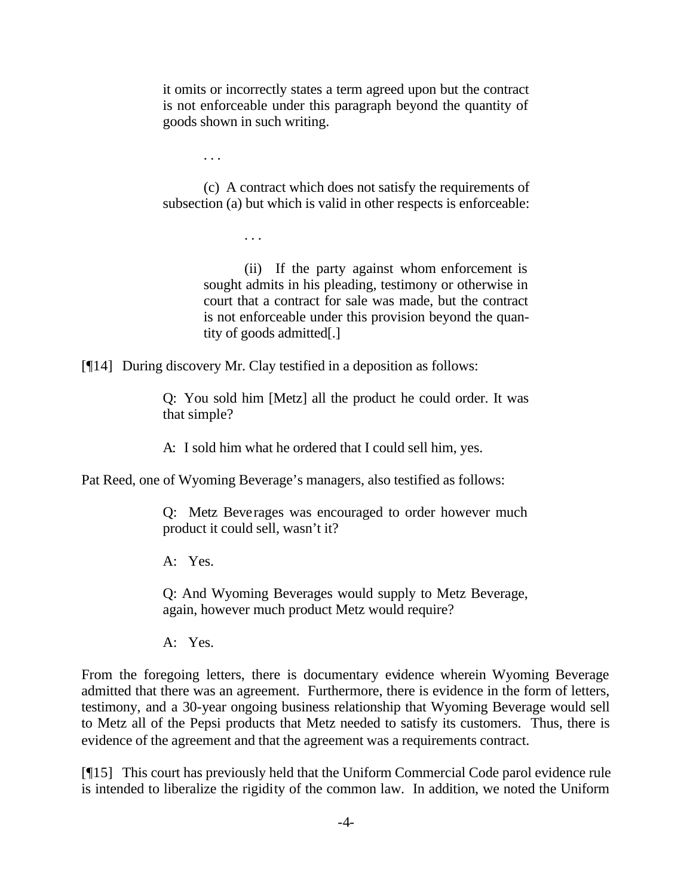> it omits or incorrectly states a term agreed upon but the contract is not enforceable under this paragraph beyond the quantity of goods shown in such writing.
>
> . . .
>
> (c) A contract which does not satisfy the requirements of subsection (a) but which is valid in other respects is enforceable:
>
> . . .
>
> (ii) If the party against whom enforcement is sought admits in his pleading, testimony or otherwise in court that a contract for sale was made, but the contract is not enforceable under this provision beyond the quantity of goods admitted[.]

[¶14] During discovery Mr. Clay testified in a deposition as follows:

> Q: You sold him [Metz] all the product he could order. It was that simple?
>
> A: I sold him what he ordered that I could sell him, yes.

Pat Reed, one of Wyoming Beverage's managers, also testified as follows:

> Q: Metz Beverages was encouraged to order however much product it could sell, wasn't it?
>
> A: Yes.
>
> Q: And Wyoming Beverages would supply to Metz Beverage, again, however much product Metz would require?
>
> A: Yes.

From the foregoing letters, there is documentary evidence wherein Wyoming Beverage admitted that there was an agreement. Furthermore, there is evidence in the form of letters, testimony, and a 30-year ongoing business relationship that Wyoming Beverage would sell to Metz all of the Pepsi products that Metz needed to satisfy its customers. Thus, there is evidence of the agreement and that the agreement was a requirements contract.

[¶15] This court has previously held that the Uniform Commercial Code parol evidence rule is intended to liberalize the rigidity of the common law. In addition, we noted the Uniform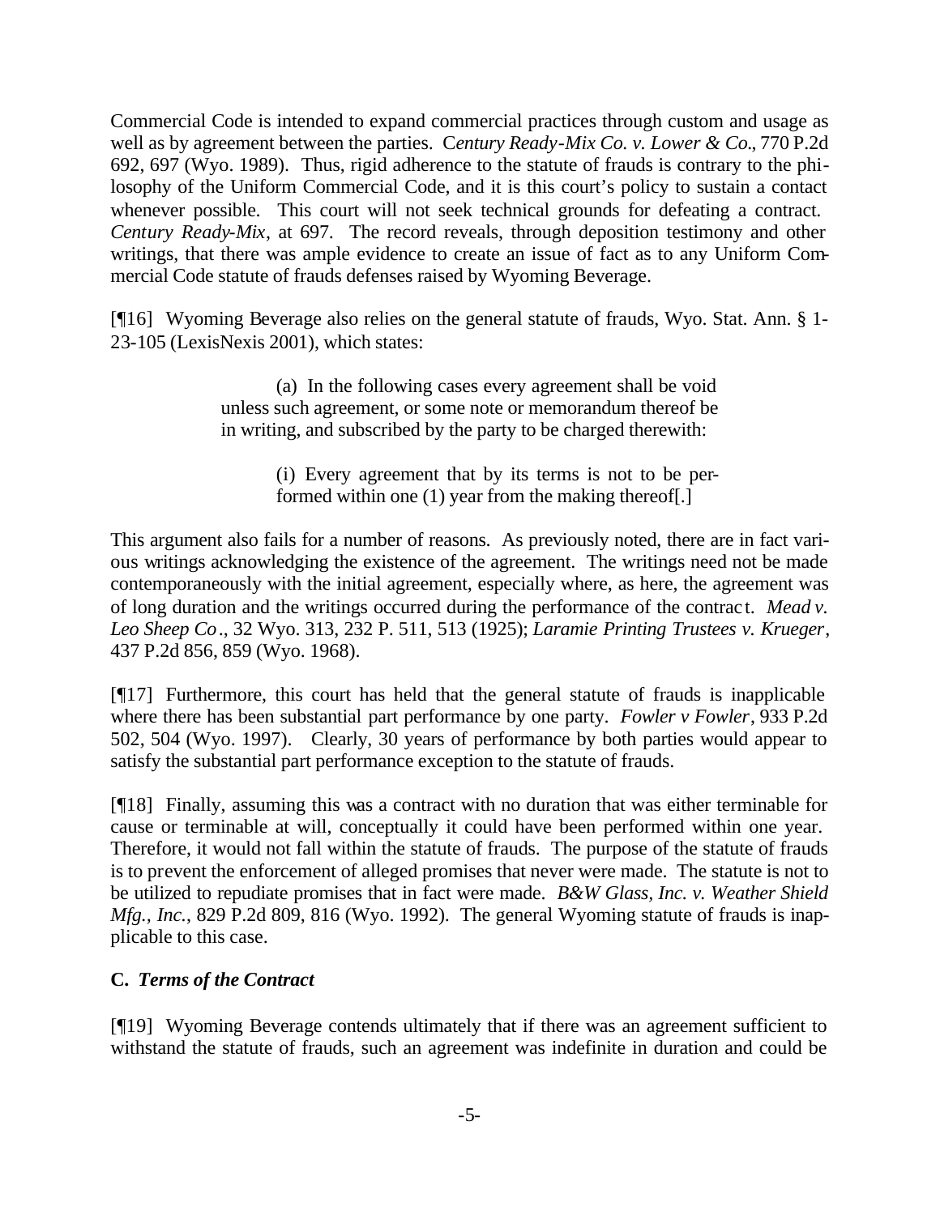Commercial Code is intended to expand commercial practices through custom and usage as well as by agreement between the parties. *Century Ready-Mix Co. v. Lower & Co.*, 770 P.2d 692, 697 (Wyo. 1989). Thus, rigid adherence to the statute of frauds is contrary to the philosophy of the Uniform Commercial Code, and it is this court's policy to sustain a contact whenever possible. This court will not seek technical grounds for defeating a contract. *Century Ready-Mix*, at 697. The record reveals, through deposition testimony and other writings, that there was ample evidence to create an issue of fact as to any Uniform Commercial Code statute of frauds defenses raised by Wyoming Beverage.

[¶16] Wyoming Beverage also relies on the general statute of frauds, Wyo. Stat. Ann. § 1-23-105 (LexisNexis 2001), which states:

> (a) In the following cases every agreement shall be void unless such agreement, or some note or memorandum thereof be in writing, and subscribed by the party to be charged therewith:
>
> (i) Every agreement that by its terms is not to be performed within one (1) year from the making thereof[.]

This argument also fails for a number of reasons. As previously noted, there are in fact various writings acknowledging the existence of the agreement. The writings need not be made contemporaneously with the initial agreement, especially where, as here, the agreement was of long duration and the writings occurred during the performance of the contract. *Mead v. Leo Sheep Co*., 32 Wyo. 313, 232 P. 511, 513 (1925); *Laramie Printing Trustees v. Krueger*, 437 P.2d 856, 859 (Wyo. 1968).

[¶17] Furthermore, this court has held that the general statute of frauds is inapplicable where there has been substantial part performance by one party. *Fowler v Fowler*, 933 P.2d 502, 504 (Wyo. 1997). Clearly, 30 years of performance by both parties would appear to satisfy the substantial part performance exception to the statute of frauds.

[¶18] Finally, assuming this was a contract with no duration that was either terminable for cause or terminable at will, conceptually it could have been performed within one year. Therefore, it would not fall within the statute of frauds. The purpose of the statute of frauds is to prevent the enforcement of alleged promises that never were made. The statute is not to be utilized to repudiate promises that in fact were made. *B&W Glass, Inc. v. Weather Shield Mfg., Inc.*, 829 P.2d 809, 816 (Wyo. 1992). The general Wyoming statute of frauds is inapplicable to this case.

### C. *Terms of the Contract*

[¶19] Wyoming Beverage contends ultimately that if there was an agreement sufficient to withstand the statute of frauds, such an agreement was indefinite in duration and could be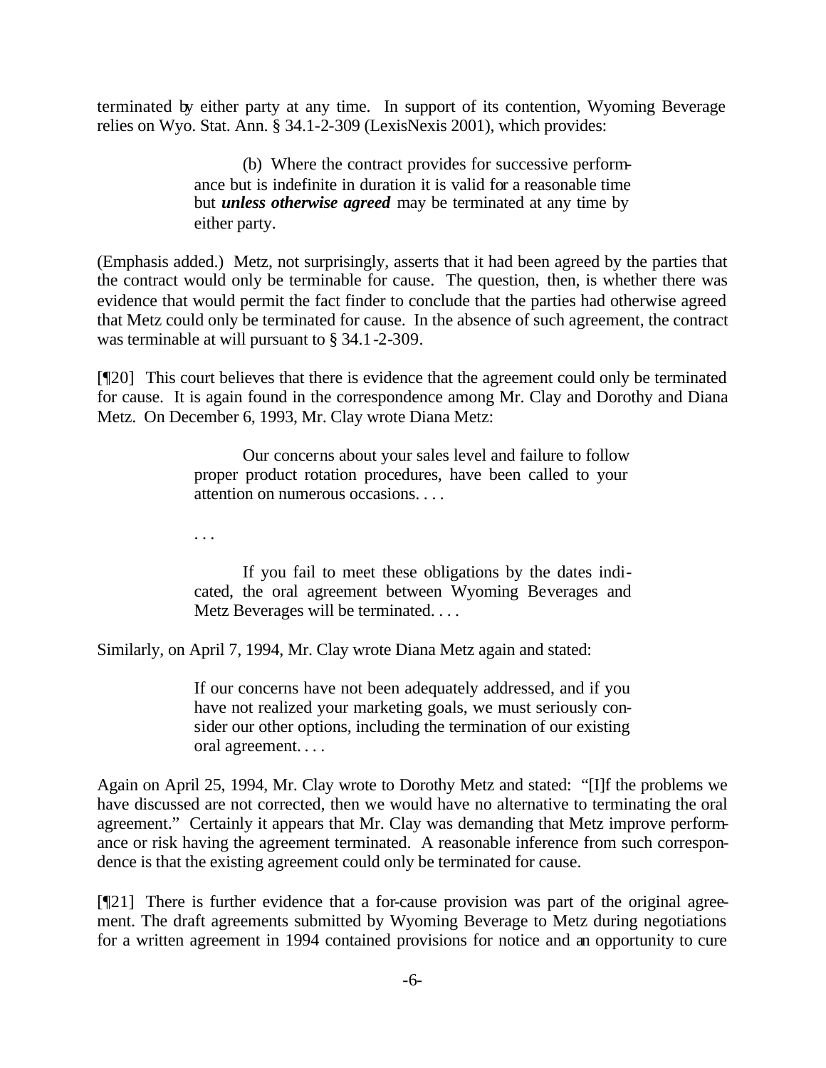terminated by either party at any time. In support of its contention, Wyoming Beverage relies on Wyo. Stat. Ann. § 34.1-2-309 (LexisNexis 2001), which provides:

> (b) Where the contract provides for successive performance but is indefinite in duration it is valid for a reasonable time but ***unless otherwise agreed*** may be terminated at any time by either party.

(Emphasis added.) Metz, not surprisingly, asserts that it had been agreed by the parties that the contract would only be terminable for cause. The question, then, is whether there was evidence that would permit the fact finder to conclude that the parties had otherwise agreed that Metz could only be terminated for cause. In the absence of such agreement, the contract was terminable at will pursuant to § 34.1-2-309.

[¶20] This court believes that there is evidence that the agreement could only be terminated for cause. It is again found in the correspondence among Mr. Clay and Dorothy and Diana Metz. On December 6, 1993, Mr. Clay wrote Diana Metz:

> Our concerns about your sales level and failure to follow proper product rotation procedures, have been called to your attention on numerous occasions. . . .
>
> . . .
>
> If you fail to meet these obligations by the dates indicated, the oral agreement between Wyoming Beverages and Metz Beverages will be terminated. . . .

Similarly, on April 7, 1994, Mr. Clay wrote Diana Metz again and stated:

> If our concerns have not been adequately addressed, and if you have not realized your marketing goals, we must seriously consider our other options, including the termination of our existing oral agreement. . . .

Again on April 25, 1994, Mr. Clay wrote to Dorothy Metz and stated: "[I]f the problems we have discussed are not corrected, then we would have no alternative to terminating the oral agreement." Certainly it appears that Mr. Clay was demanding that Metz improve performance or risk having the agreement terminated. A reasonable inference from such correspondence is that the existing agreement could only be terminated for cause.

[¶21] There is further evidence that a for-cause provision was part of the original agreement. The draft agreements submitted by Wyoming Beverage to Metz during negotiations for a written agreement in 1994 contained provisions for notice and an opportunity to cure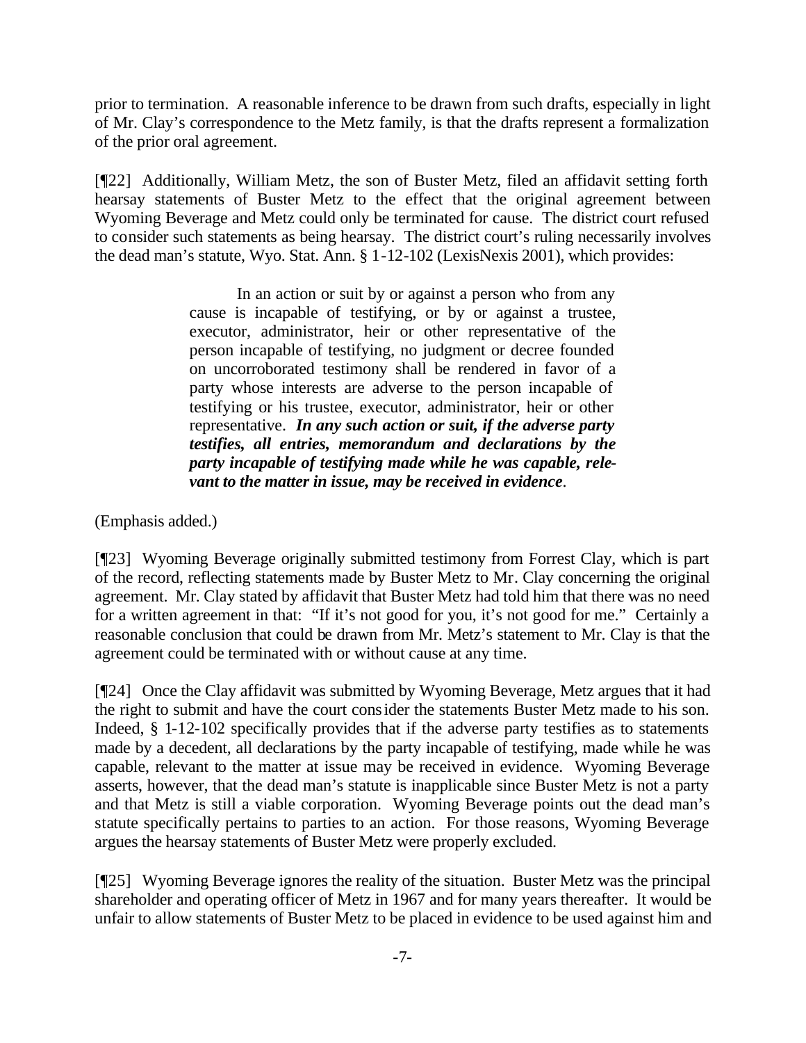prior to termination. A reasonable inference to be drawn from such drafts, especially in light of Mr. Clay's correspondence to the Metz family, is that the drafts represent a formalization of the prior oral agreement.

[¶22] Additionally, William Metz, the son of Buster Metz, filed an affidavit setting forth hearsay statements of Buster Metz to the effect that the original agreement between Wyoming Beverage and Metz could only be terminated for cause. The district court refused to consider such statements as being hearsay. The district court's ruling necessarily involves the dead man's statute, Wyo. Stat. Ann. § 1-12-102 (LexisNexis 2001), which provides:

> In an action or suit by or against a person who from any cause is incapable of testifying, or by or against a trustee, executor, administrator, heir or other representative of the person incapable of testifying, no judgment or decree founded on uncorroborated testimony shall be rendered in favor of a party whose interests are adverse to the person incapable of testifying or his trustee, executor, administrator, heir or other representative. ***In any such action or suit, if the adverse party testifies, all entries, memorandum and declarations by the party incapable of testifying made while he was capable, relevant to the matter in issue, may be received in evidence***.

(Emphasis added.)

[¶23] Wyoming Beverage originally submitted testimony from Forrest Clay, which is part of the record, reflecting statements made by Buster Metz to Mr. Clay concerning the original agreement. Mr. Clay stated by affidavit that Buster Metz had told him that there was no need for a written agreement in that: "If it's not good for you, it's not good for me." Certainly a reasonable conclusion that could be drawn from Mr. Metz's statement to Mr. Clay is that the agreement could be terminated with or without cause at any time.

[¶24] Once the Clay affidavit was submitted by Wyoming Beverage, Metz argues that it had the right to submit and have the court consider the statements Buster Metz made to his son. Indeed, § 1-12-102 specifically provides that if the adverse party testifies as to statements made by a decedent, all declarations by the party incapable of testifying, made while he was capable, relevant to the matter at issue may be received in evidence. Wyoming Beverage asserts, however, that the dead man's statute is inapplicable since Buster Metz is not a party and that Metz is still a viable corporation. Wyoming Beverage points out the dead man's statute specifically pertains to parties to an action. For those reasons, Wyoming Beverage argues the hearsay statements of Buster Metz were properly excluded.

[¶25] Wyoming Beverage ignores the reality of the situation. Buster Metz was the principal shareholder and operating officer of Metz in 1967 and for many years thereafter. It would be unfair to allow statements of Buster Metz to be placed in evidence to be used against him and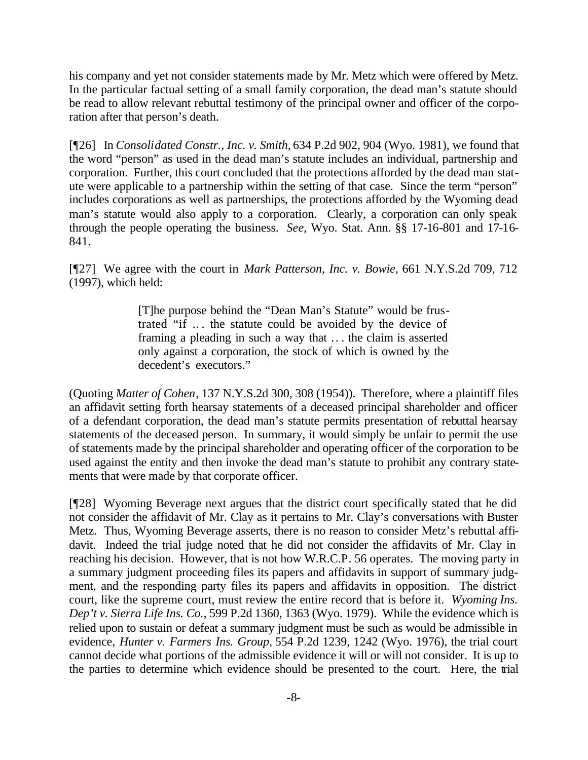his company and yet not consider statements made by Mr. Metz which were offered by Metz. In the particular factual setting of a small family corporation, the dead man's statute should be read to allow relevant rebuttal testimony of the principal owner and officer of the corporation after that person's death.

[¶26] In *Consolidated Constr., Inc. v. Smith*, 634 P.2d 902, 904 (Wyo. 1981), we found that the word "person" as used in the dead man's statute includes an individual, partnership and corporation. Further, this court concluded that the protections afforded by the dead man statute were applicable to a partnership within the setting of that case. Since the term "person" includes corporations as well as partnerships, the protections afforded by the Wyoming dead man's statute would also apply to a corporation. Clearly, a corporation can only speak through the people operating the business. *See*, Wyo. Stat. Ann. §§ 17-16-801 and 17-16-841.

[¶27] We agree with the court in *Mark Patterson, Inc. v. Bowie*, 661 N.Y.S.2d 709, 712 (1997), which held:

> [T]he purpose behind the "Dean Man's Statute" would be frustrated "if .. . the statute could be avoided by the device of framing a pleading in such a way that . . . the claim is asserted only against a corporation, the stock of which is owned by the decedent's executors."

(Quoting *Matter of Cohen*, 137 N.Y.S.2d 300, 308 (1954)). Therefore, where a plaintiff files an affidavit setting forth hearsay statements of a deceased principal shareholder and officer of a defendant corporation, the dead man's statute permits presentation of rebuttal hearsay statements of the deceased person. In summary, it would simply be unfair to permit the use of statements made by the principal shareholder and operating officer of the corporation to be used against the entity and then invoke the dead man's statute to prohibit any contrary statements that were made by that corporate officer.

[¶28] Wyoming Beverage next argues that the district court specifically stated that he did not consider the affidavit of Mr. Clay as it pertains to Mr. Clay's conversations with Buster Metz. Thus, Wyoming Beverage asserts, there is no reason to consider Metz's rebuttal affidavit. Indeed the trial judge noted that he did not consider the affidavits of Mr. Clay in reaching his decision. However, that is not how W.R.C.P. 56 operates. The moving party in a summary judgment proceeding files its papers and affidavits in support of summary judgment, and the responding party files its papers and affidavits in opposition. The district court, like the supreme court, must review the entire record that is before it. *Wyoming Ins. Dep't v. Sierra Life Ins. Co.*, 599 P.2d 1360, 1363 (Wyo. 1979). While the evidence which is relied upon to sustain or defeat a summary judgment must be such as would be admissible in evidence, *Hunter v. Farmers Ins. Group*, 554 P.2d 1239, 1242 (Wyo. 1976), the trial court cannot decide what portions of the admissible evidence it will or will not consider. It is up to the parties to determine which evidence should be presented to the court. Here, the trial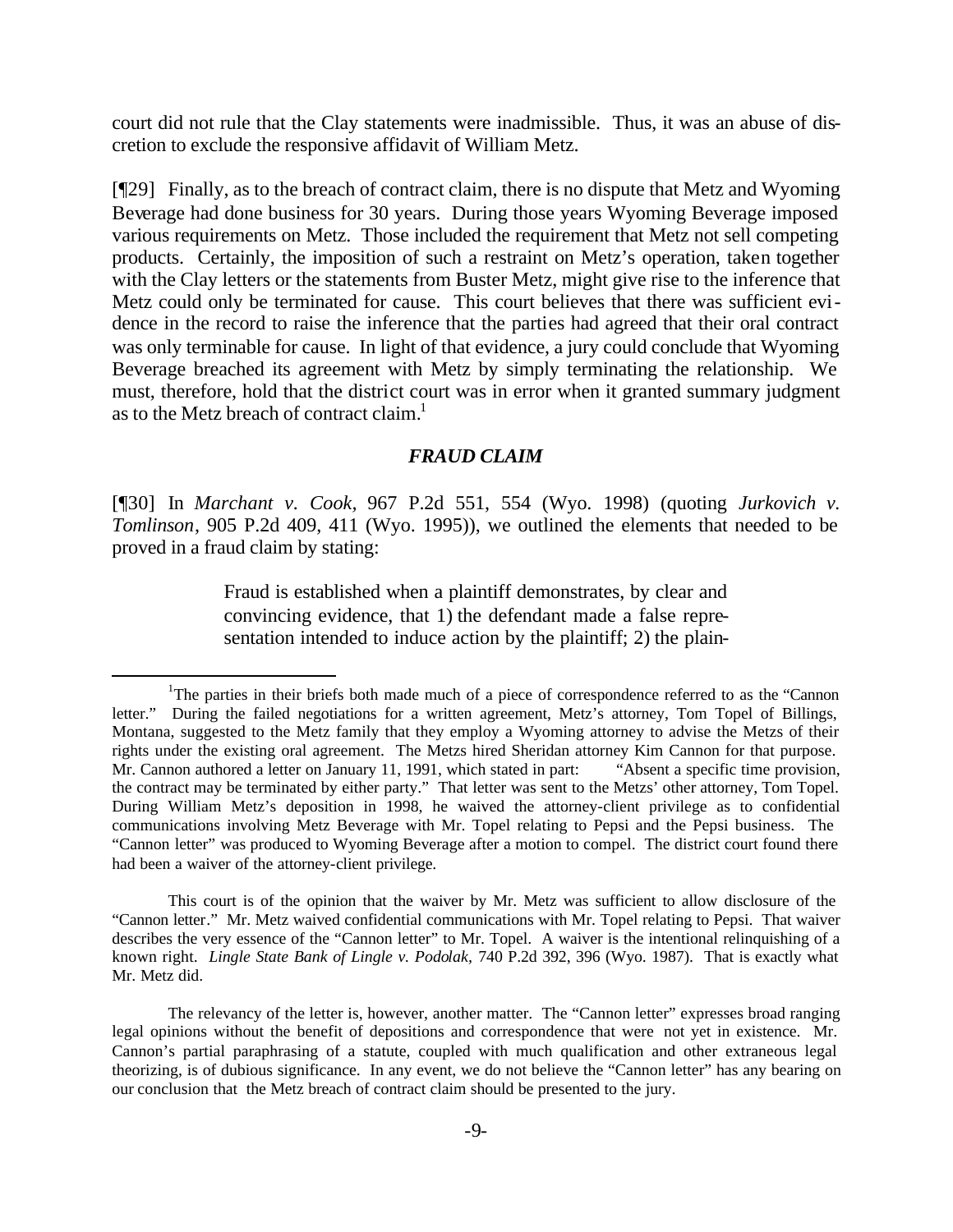court did not rule that the Clay statements were inadmissible. Thus, it was an abuse of discretion to exclude the responsive affidavit of William Metz.

[¶29] Finally, as to the breach of contract claim, there is no dispute that Metz and Wyoming Beverage had done business for 30 years. During those years Wyoming Beverage imposed various requirements on Metz. Those included the requirement that Metz not sell competing products. Certainly, the imposition of such a restraint on Metz's operation, taken together with the Clay letters or the statements from Buster Metz, might give rise to the inference that Metz could only be terminated for cause. This court believes that there was sufficient evidence in the record to raise the inference that the parties had agreed that their oral contract was only terminable for cause. In light of that evidence, a jury could conclude that Wyoming Beverage breached its agreement with Metz by simply terminating the relationship. We must, therefore, hold that the district court was in error when it granted summary judgment as to the Metz breach of contract claim.[1]

### *FRAUD CLAIM*

[¶30] In *Marchant v. Cook*, 967 P.2d 551, 554 (Wyo. 1998) (quoting *Jurkovich v. Tomlinson*, 905 P.2d 409, 411 (Wyo. 1995)), we outlined the elements that needed to be proved in a fraud claim by stating:

> Fraud is established when a plaintiff demonstrates, by clear and convincing evidence, that 1) the defendant made a false representation intended to induce action by the plaintiff; 2) the plain-

---

[1] The parties in their briefs both made much of a piece of correspondence referred to as the "Cannon letter." During the failed negotiations for a written agreement, Metz's attorney, Tom Topel of Billings, Montana, suggested to the Metz family that they employ a Wyoming attorney to advise the Metzs of their rights under the existing oral agreement. The Metzs hired Sheridan attorney Kim Cannon for that purpose. Mr. Cannon authored a letter on January 11, 1991, which stated in part: "Absent a specific time provision, the contract may be terminated by either party." That letter was sent to the Metzs' other attorney, Tom Topel. During William Metz's deposition in 1998, he waived the attorney-client privilege as to confidential communications involving Metz Beverage with Mr. Topel relating to Pepsi and the Pepsi business. The "Cannon letter" was produced to Wyoming Beverage after a motion to compel. The district court found there had been a waiver of the attorney-client privilege.

This court is of the opinion that the waiver by Mr. Metz was sufficient to allow disclosure of the "Cannon letter." Mr. Metz waived confidential communications with Mr. Topel relating to Pepsi. That waiver describes the very essence of the "Cannon letter" to Mr. Topel. A waiver is the intentional relinquishing of a known right. *Lingle State Bank of Lingle v. Podolak*, 740 P.2d 392, 396 (Wyo. 1987). That is exactly what Mr. Metz did.

The relevancy of the letter is, however, another matter. The "Cannon letter" expresses broad ranging legal opinions without the benefit of depositions and correspondence that were not yet in existence. Mr. Cannon's partial paraphrasing of a statute, coupled with much qualification and other extraneous legal theorizing, is of dubious significance. In any event, we do not believe the "Cannon letter" has any bearing on our conclusion that the Metz breach of contract claim should be presented to the jury.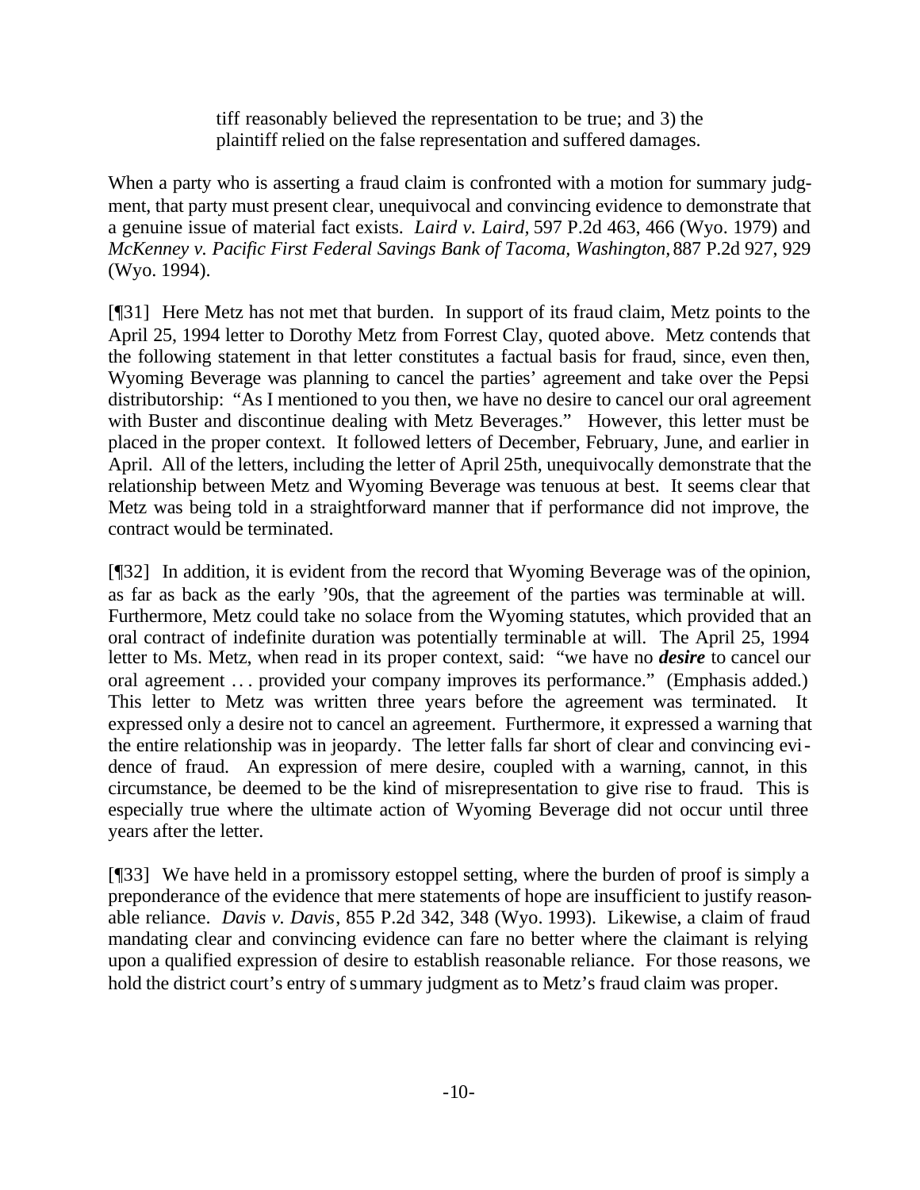> tiff reasonably believed the representation to be true; and 3) the plaintiff relied on the false representation and suffered damages.

When a party who is asserting a fraud claim is confronted with a motion for summary judgment, that party must present clear, unequivocal and convincing evidence to demonstrate that a genuine issue of material fact exists. *Laird v. Laird,* 597 P.2d 463, 466 (Wyo. 1979) and *McKenney v. Pacific First Federal Savings Bank of Tacoma, Washington,* 887 P.2d 927, 929 (Wyo. 1994).

[¶31] Here Metz has not met that burden. In support of its fraud claim, Metz points to the April 25, 1994 letter to Dorothy Metz from Forrest Clay, quoted above. Metz contends that the following statement in that letter constitutes a factual basis for fraud, since, even then, Wyoming Beverage was planning to cancel the parties' agreement and take over the Pepsi distributorship: "As I mentioned to you then, we have no desire to cancel our oral agreement with Buster and discontinue dealing with Metz Beverages." However, this letter must be placed in the proper context. It followed letters of December, February, June, and earlier in April. All of the letters, including the letter of April 25th, unequivocally demonstrate that the relationship between Metz and Wyoming Beverage was tenuous at best. It seems clear that Metz was being told in a straightforward manner that if performance did not improve, the contract would be terminated.

[¶32] In addition, it is evident from the record that Wyoming Beverage was of the opinion, as far as back as the early '90s, that the agreement of the parties was terminable at will. Furthermore, Metz could take no solace from the Wyoming statutes, which provided that an oral contract of indefinite duration was potentially terminable at will. The April 25, 1994 letter to Ms. Metz, when read in its proper context, said: "we have no ***desire*** to cancel our oral agreement . . . provided your company improves its performance." (Emphasis added.) This letter to Metz was written three years before the agreement was terminated. It expressed only a desire not to cancel an agreement. Furthermore, it expressed a warning that the entire relationship was in jeopardy. The letter falls far short of clear and convincing evidence of fraud. An expression of mere desire, coupled with a warning, cannot, in this circumstance, be deemed to be the kind of misrepresentation to give rise to fraud. This is especially true where the ultimate action of Wyoming Beverage did not occur until three years after the letter.

[¶33] We have held in a promissory estoppel setting, where the burden of proof is simply a preponderance of the evidence that mere statements of hope are insufficient to justify reasonable reliance. *Davis v. Davis*, 855 P.2d 342, 348 (Wyo. 1993). Likewise, a claim of fraud mandating clear and convincing evidence can fare no better where the claimant is relying upon a qualified expression of desire to establish reasonable reliance. For those reasons, we hold the district court's entry of summary judgment as to Metz's fraud claim was proper.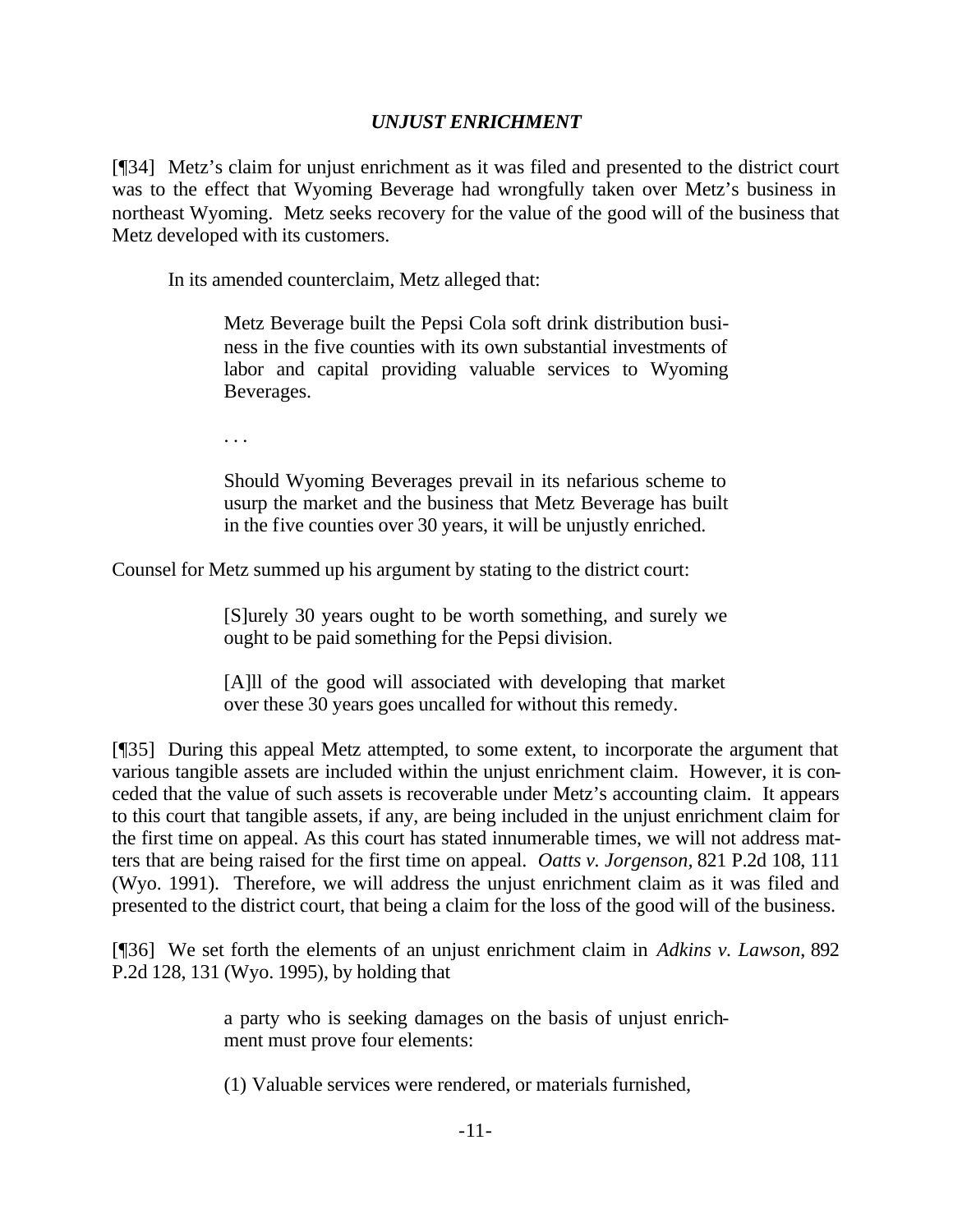### *UNJUST ENRICHMENT*

[¶34] Metz's claim for unjust enrichment as it was filed and presented to the district court was to the effect that Wyoming Beverage had wrongfully taken over Metz's business in northeast Wyoming. Metz seeks recovery for the value of the good will of the business that Metz developed with its customers.

In its amended counterclaim, Metz alleged that:

> Metz Beverage built the Pepsi Cola soft drink distribution business in the five counties with its own substantial investments of labor and capital providing valuable services to Wyoming Beverages.
>
> . . .
>
> Should Wyoming Beverages prevail in its nefarious scheme to usurp the market and the business that Metz Beverage has built in the five counties over 30 years, it will be unjustly enriched.

Counsel for Metz summed up his argument by stating to the district court:

> [S]urely 30 years ought to be worth something, and surely we ought to be paid something for the Pepsi division.
>
> [A]ll of the good will associated with developing that market over these 30 years goes uncalled for without this remedy.

[¶35] During this appeal Metz attempted, to some extent, to incorporate the argument that various tangible assets are included within the unjust enrichment claim. However, it is conceded that the value of such assets is recoverable under Metz's accounting claim. It appears to this court that tangible assets, if any, are being included in the unjust enrichment claim for the first time on appeal. As this court has stated innumerable times, we will not address matters that are being raised for the first time on appeal. *Oatts v. Jorgenson,* 821 P.2d 108, 111 (Wyo. 1991). Therefore, we will address the unjust enrichment claim as it was filed and presented to the district court, that being a claim for the loss of the good will of the business.

[¶36] We set forth the elements of an unjust enrichment claim in *Adkins v. Lawson*, 892 P.2d 128, 131 (Wyo. 1995), by holding that

> a party who is seeking damages on the basis of unjust enrichment must prove four elements:
>
> (1) Valuable services were rendered, or materials furnished,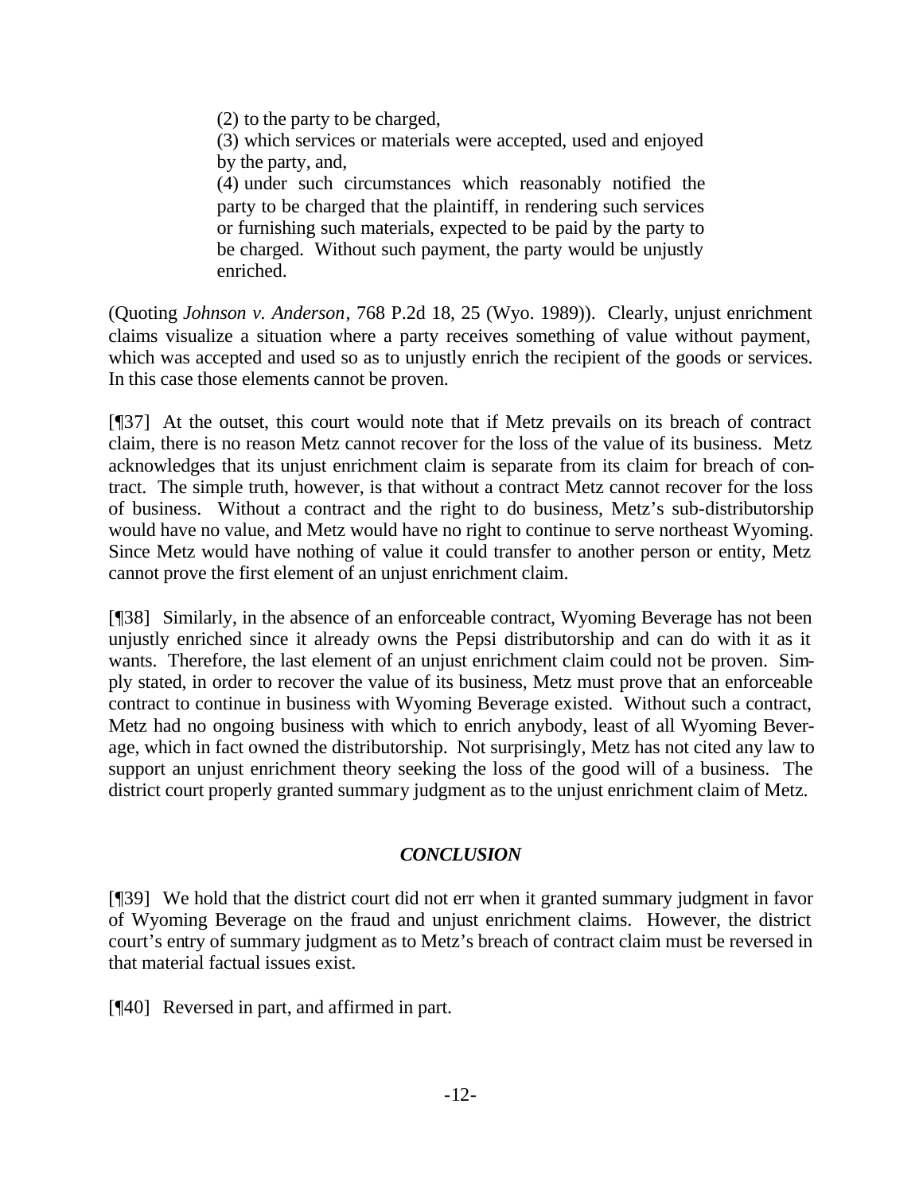> (2) to the party to be charged,
>
> (3) which services or materials were accepted, used and enjoyed by the party, and,
>
> (4) under such circumstances which reasonably notified the party to be charged that the plaintiff, in rendering such services or furnishing such materials, expected to be paid by the party to be charged. Without such payment, the party would be unjustly enriched.

(Quoting *Johnson v. Anderson*, 768 P.2d 18, 25 (Wyo. 1989)). Clearly, unjust enrichment claims visualize a situation where a party receives something of value without payment, which was accepted and used so as to unjustly enrich the recipient of the goods or services. In this case those elements cannot be proven.

[¶37] At the outset, this court would note that if Metz prevails on its breach of contract claim, there is no reason Metz cannot recover for the loss of the value of its business. Metz acknowledges that its unjust enrichment claim is separate from its claim for breach of contract. The simple truth, however, is that without a contract Metz cannot recover for the loss of business. Without a contract and the right to do business, Metz's sub-distributorship would have no value, and Metz would have no right to continue to serve northeast Wyoming. Since Metz would have nothing of value it could transfer to another person or entity, Metz cannot prove the first element of an unjust enrichment claim.

[¶38] Similarly, in the absence of an enforceable contract, Wyoming Beverage has not been unjustly enriched since it already owns the Pepsi distributorship and can do with it as it wants. Therefore, the last element of an unjust enrichment claim could not be proven. Simply stated, in order to recover the value of its business, Metz must prove that an enforceable contract to continue in business with Wyoming Beverage existed. Without such a contract, Metz had no ongoing business with which to enrich anybody, least of all Wyoming Beverage, which in fact owned the distributorship. Not surprisingly, Metz has not cited any law to support an unjust enrichment theory seeking the loss of the good will of a business. The district court properly granted summary judgment as to the unjust enrichment claim of Metz.

### *CONCLUSION*

[¶39] We hold that the district court did not err when it granted summary judgment in favor of Wyoming Beverage on the fraud and unjust enrichment claims. However, the district court's entry of summary judgment as to Metz's breach of contract claim must be reversed in that material factual issues exist.

[¶40] Reversed in part, and affirmed in part.